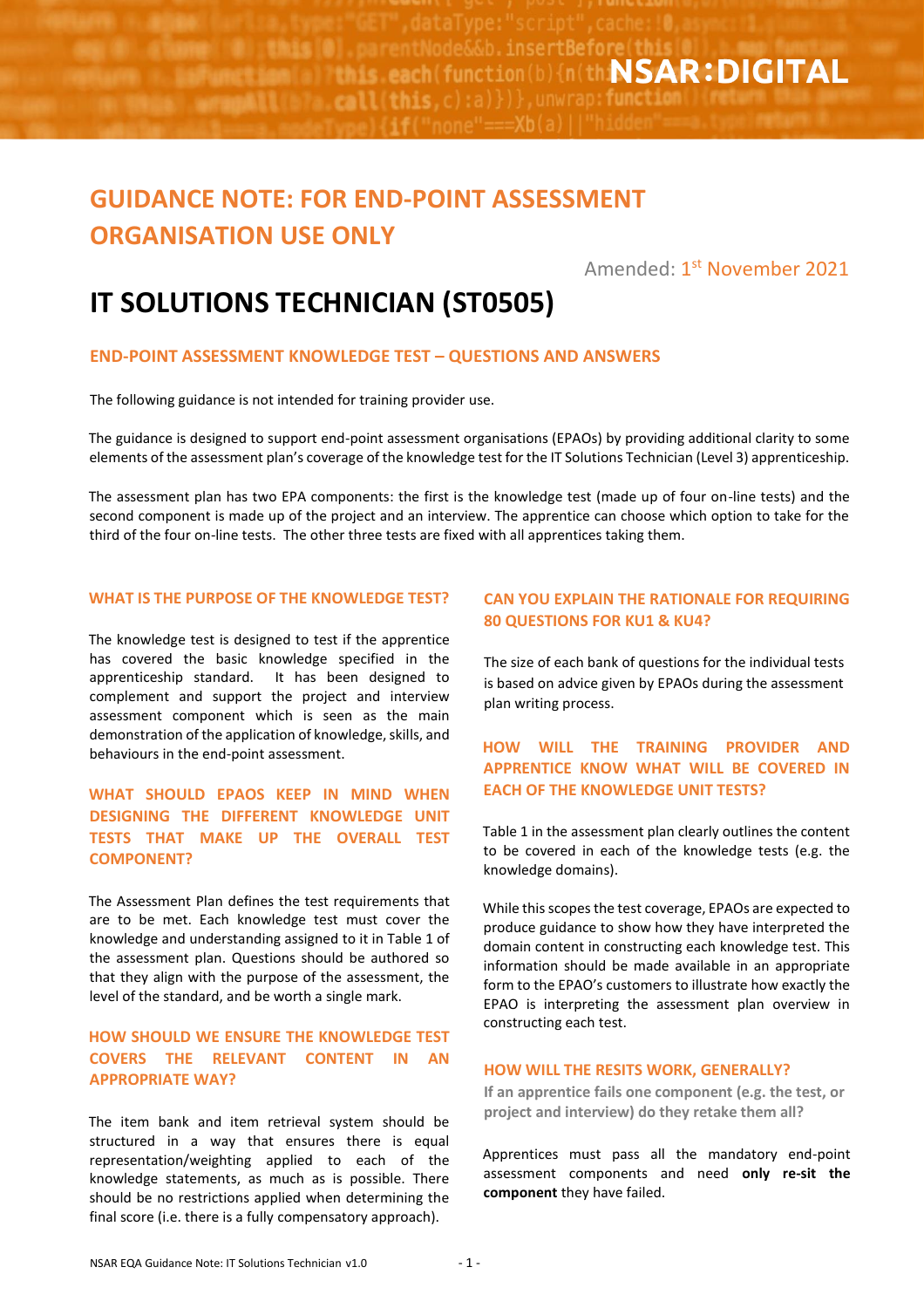NSAR:DIGITAL

# GUIDANCE NOTE: FOR END-POINT ASSESSMENT ORGANISATION USE ONLY

Amended: 1st November 2021

# IT SOLUTIONS TECHNICIAN (ST0505)

## END-POINT ASSESSMENT KNOWLEDGE TEST – QUESTIONS AND ANSWERS

The following guidance is not intended for training provider use.

The guidance is designed to support end-point assessment organisations (EPAOs) by providing additional clarity to some elements of the assessment plan's coverage of the knowledge test for the IT Solutions Technician (Level 3) apprenticeship.

The assessment plan has two EPA components: the first is the knowledge test (made up of four on-line tests) and the second component is made up of the project and an interview. The apprentice can choose which option to take for the third of the four on-line tests. The other three tests are fixed with all apprentices taking them.

### WHAT IS THE PURPOSE OF THE KNOWLEDGE TEST?

The knowledge test is designed to test if the apprentice has covered the basic knowledge specified in the apprenticeship standard. It has been designed to complement and support the project and interview assessment component which is seen as the main demonstration of the application of knowledge, skills, and behaviours in the end-point assessment.

### WHAT SHOULD EPAOS KEEP IN MIND WHEN DESIGNING THE DIFFERENT KNOWLEDGE UNIT TESTS THAT MAKE UP THE OVERALL TEST COMPONENT?

The Assessment Plan defines the test requirements that are to be met. Each knowledge test must cover the knowledge and understanding assigned to it in Table 1 of the assessment plan. Questions should be authored so that they align with the purpose of the assessment, the level of the standard, and be worth a single mark.

### HOW SHOULD WE ENSURE THE KNOWLEDGE TEST COVERS THE RELEVANT CONTENT IN AN APPROPRIATE WAY?

The item bank and item retrieval system should be structured in a way that ensures there is equal representation/weighting applied to each of the knowledge statements, as much as is possible. There should be no restrictions applied when determining the final score (i.e. there is a fully compensatory approach).

### CAN YOU EXPLAIN THE RATIONALE FOR REQUIRING 80 QUESTIONS FOR KU1 & KU4?

The size of each bank of questions for the individual tests is based on advice given by EPAOs during the assessment plan writing process.

### HOW WILL THE TRAINING PROVIDER AND APPRENTICE KNOW WHAT WILL BE COVERED IN EACH OF THE KNOWLEDGE UNIT TESTS?

Table 1 in the assessment plan clearly outlines the content to be covered in each of the knowledge tests (e.g. the knowledge domains).

While this scopes the test coverage, EPAOs are expected to produce guidance to show how they have interpreted the domain content in constructing each knowledge test. This information should be made available in an appropriate form to the EPAO's customers to illustrate how exactly the EPAO is interpreting the assessment plan overview in constructing each test.

### HOW WILL THE RESITS WORK, GENERALLY?

**If an apprentice fails one component (e.g. the test, or project and interview) do they retake them all?**

Apprentices must pass all the mandatory end-point assessment components and need **only re-sit the component** they have failed.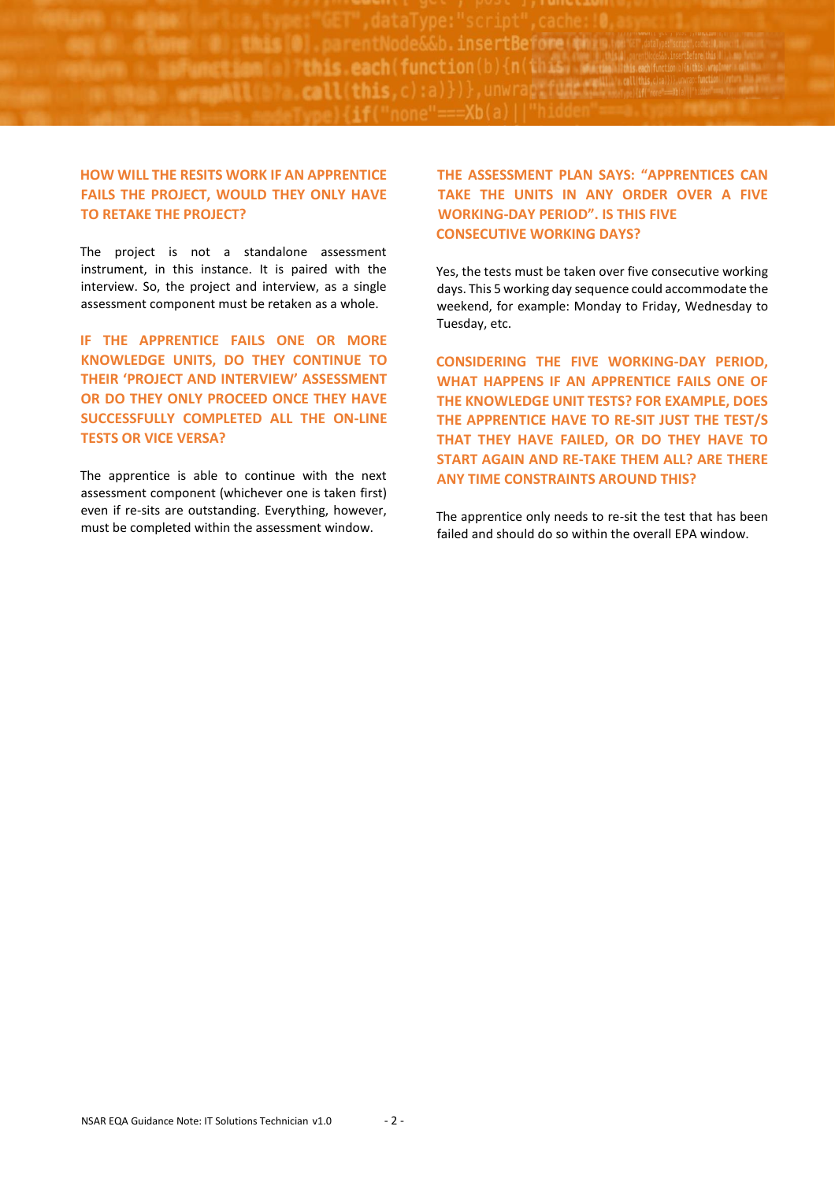### HOW WILL THE RESITS WORK IF AN APPRENTICE FAILS THE PROJECT, WOULD THEY ONLY HAVE TO RETAKE THE PROJECT?

The project is not a standalone assessment instrument, in this instance. It is paired with the interview. So, the project and interview, as a single assessment component must be retaken as a whole.

### IF THE APPRENTICE FAILS ONE OR MORE KNOWLEDGE UNITS, DO THEY CONTINUE TO THEIR 'PROJECT AND INTERVIEW' ASSESSMENT OR DO THEY ONLY PROCEED ONCE THEY HAVE SUCCESSFULLY COMPLETED ALL THE ON-LINE TESTS OR VICE VERSA?

The apprentice is able to continue with the next assessment component (whichever one is taken first) even if re-sits are outstanding. Everything, however, must be completed within the assessment window.

### THE ASSESSMENT PLAN SAYS: "APPRENTICES CAN TAKE THE UNITS IN ANY ORDER OVER A FIVE WORKING-DAY PERIOD". IS THIS FIVE CONSECUTIVE WORKING DAYS?

Yes, the tests must be taken over five consecutive working days. This 5 working day sequence could accommodate the weekend, for example: Monday to Friday, Wednesday to Tuesday, etc.

### CONSIDERING THE FIVE WORKING-DAY PERIOD, WHAT HAPPENS IF AN APPRENTICE FAILS ONE OF THE KNOWLEDGE UNIT TESTS? FOR EXAMPLE, DOES THE APPRENTICE HAVE TO RE-SIT JUST THE TEST/S THAT THEY HAVE FAILED, OR DO THEY HAVE TO START AGAIN AND RE-TAKE THEM ALL? ARE THERE ANY TIME CONSTRAINTS AROUND THIS?

The apprentice only needs to re-sit the test that has been failed and should do so within the overall EPA window.